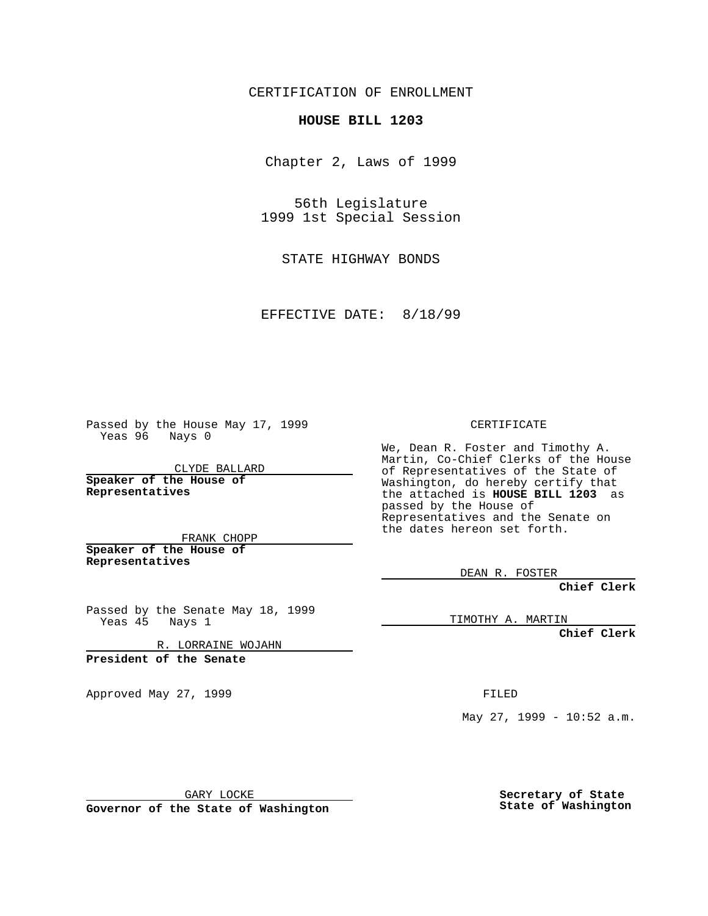CERTIFICATION OF ENROLLMENT

**HOUSE BILL 1203**

Chapter 2, Laws of 1999

56th Legislature
1999 1st Special Session

STATE HIGHWAY BONDS

EFFECTIVE DATE: 8/18/99

Passed by the House May 17, 1999
Yeas 96 Nays 0

CLYDE BALLARD
**Speaker of the House of Representatives**

FRANK CHOPP
**Speaker of the House of Representatives**

Passed by the Senate May 18, 1999
Yeas 45 Nays 1

R. LORRAINE WOJAHN
**President of the Senate**

Approved May 27, 1999

GARY LOCKE
**Governor of the State of Washington**

CERTIFICATE

We, Dean R. Foster and Timothy A. Martin, Co-Chief Clerks of the House of Representatives of the State of Washington, do hereby certify that the attached is **HOUSE BILL 1203** as passed by the House of Representatives and the Senate on the dates hereon set forth.

DEAN R. FOSTER
**Chief Clerk**

TIMOTHY A. MARTIN
**Chief Clerk**

FILED

May 27, 1999 - 10:52 a.m.

**Secretary of State**
**State of Washington**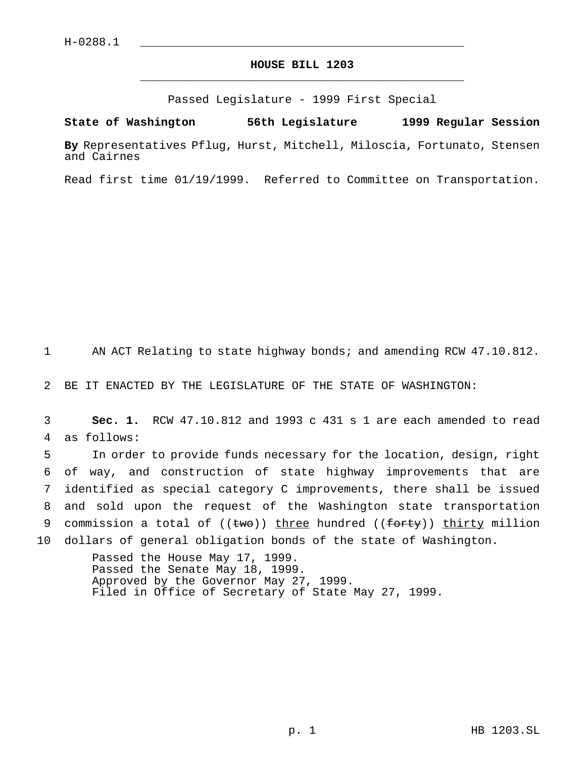H-0288.1

# HOUSE BILL 1203

Passed Legislature - 1999 First Special

**State of Washington 56th Legislature 1999 Regular Session**

**By** Representatives Pflug, Hurst, Mitchell, Miloscia, Fortunato, Stensen and Cairnes

Read first time 01/19/1999. Referred to Committee on Transportation.

1 AN ACT Relating to state highway bonds; and amending RCW 47.10.812.

2 BE IT ENACTED BY THE LEGISLATURE OF THE STATE OF WASHINGTON:

3 **Sec. 1.** RCW 47.10.812 and 1993 c 431 s 1 are each amended to read
4 as follows:

5 In order to provide funds necessary for the location, design, right
6 of way, and construction of state highway improvements that are
7 identified as special category C improvements, there shall be issued
8 and sold upon the request of the Washington state transportation
9 commission a total of ((~~two~~)) <u>three</u> hundred ((~~forty~~)) <u>thirty</u> million
10 dollars of general obligation bonds of the state of Washington.

Passed the House May 17, 1999.
Passed the Senate May 18, 1999.
Approved by the Governor May 27, 1999.
Filed in Office of Secretary of State May 27, 1999.